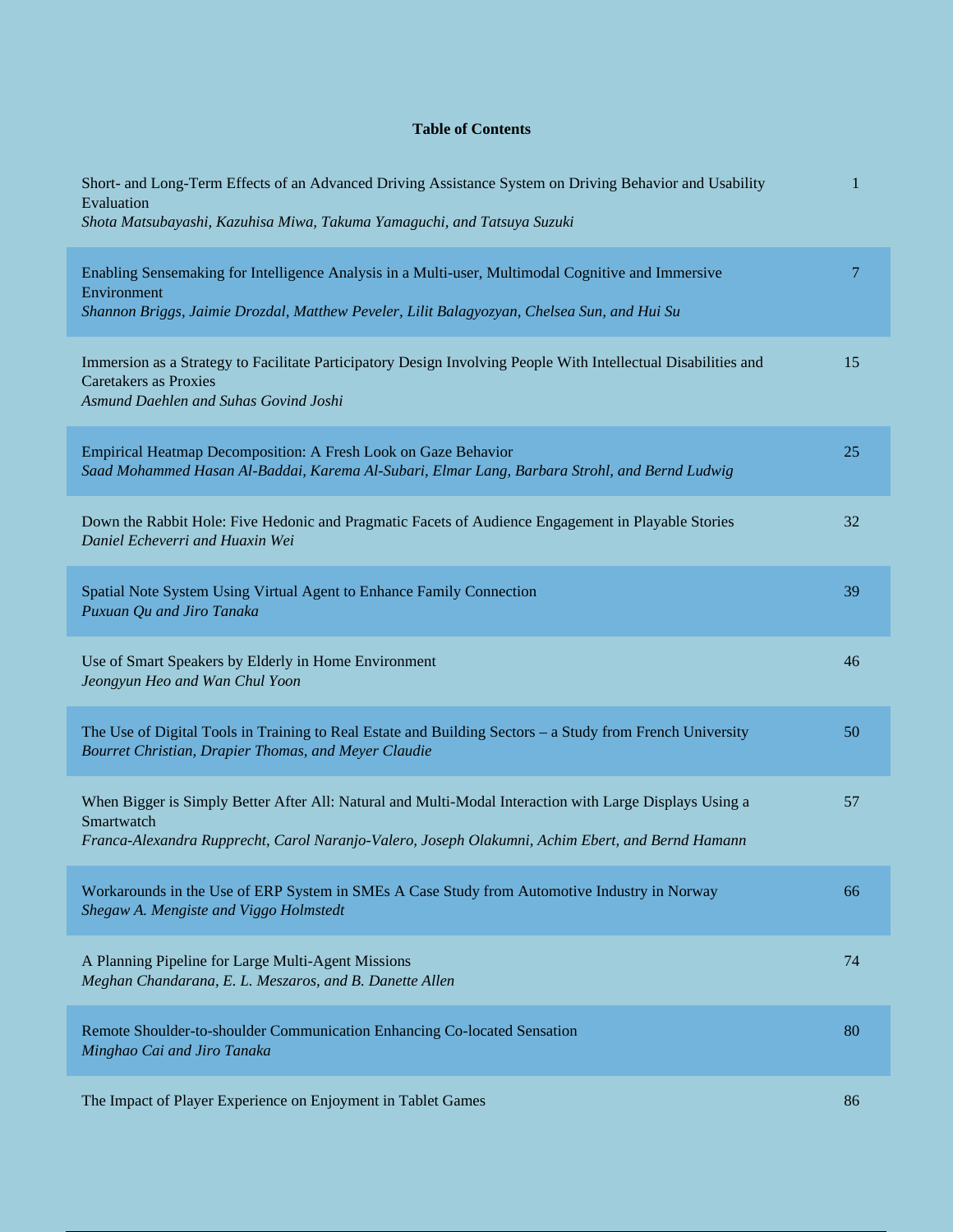**Table of Contents**

| | |
|---|---|
| Short- and Long-Term Effects of an Advanced Driving Assistance System on Driving Behavior and Usability Evaluation<br>*Shota Matsubayashi, Kazuhisa Miwa, Takuma Yamaguchi, and Tatsuya Suzuki* | 1 |
| Enabling Sensemaking for Intelligence Analysis in a Multi-user, Multimodal Cognitive and Immersive Environment<br>*Shannon Briggs, Jaimie Drozdal, Matthew Peveler, Lilit Balagyozyan, Chelsea Sun, and Hui Su* | 7 |
| Immersion as a Strategy to Facilitate Participatory Design Involving People With Intellectual Disabilities and Caretakers as Proxies<br>*Asmund Daehlen and Suhas Govind Joshi* | 15 |
| Empirical Heatmap Decomposition: A Fresh Look on Gaze Behavior<br>*Saad Mohammed Hasan Al-Baddai, Karema Al-Subari, Elmar Lang, Barbara Strohl, and Bernd Ludwig* | 25 |
| Down the Rabbit Hole: Five Hedonic and Pragmatic Facets of Audience Engagement in Playable Stories<br>*Daniel Echeverri and Huaxin Wei* | 32 |
| Spatial Note System Using Virtual Agent to Enhance Family Connection<br>*Puxuan Qu and Jiro Tanaka* | 39 |
| Use of Smart Speakers by Elderly in Home Environment<br>*Jeongyun Heo and Wan Chul Yoon* | 46 |
| The Use of Digital Tools in Training to Real Estate and Building Sectors – a Study from French University<br>*Bourret Christian, Drapier Thomas, and Meyer Claudie* | 50 |
| When Bigger is Simply Better After All: Natural and Multi-Modal Interaction with Large Displays Using a Smartwatch<br>*Franca-Alexandra Rupprecht, Carol Naranjo-Valero, Joseph Olakumni, Achim Ebert, and Bernd Hamann* | 57 |
| Workarounds in the Use of ERP System in SMEs A Case Study from Automotive Industry in Norway<br>*Shegaw A. Mengiste and Viggo Holmstedt* | 66 |
| A Planning Pipeline for Large Multi-Agent Missions<br>*Meghan Chandarana, E. L. Meszaros, and B. Danette Allen* | 74 |
| Remote Shoulder-to-shoulder Communication Enhancing Co-located Sensation<br>*Minghao Cai and Jiro Tanaka* | 80 |
| The Impact of Player Experience on Enjoyment in Tablet Games | 86 |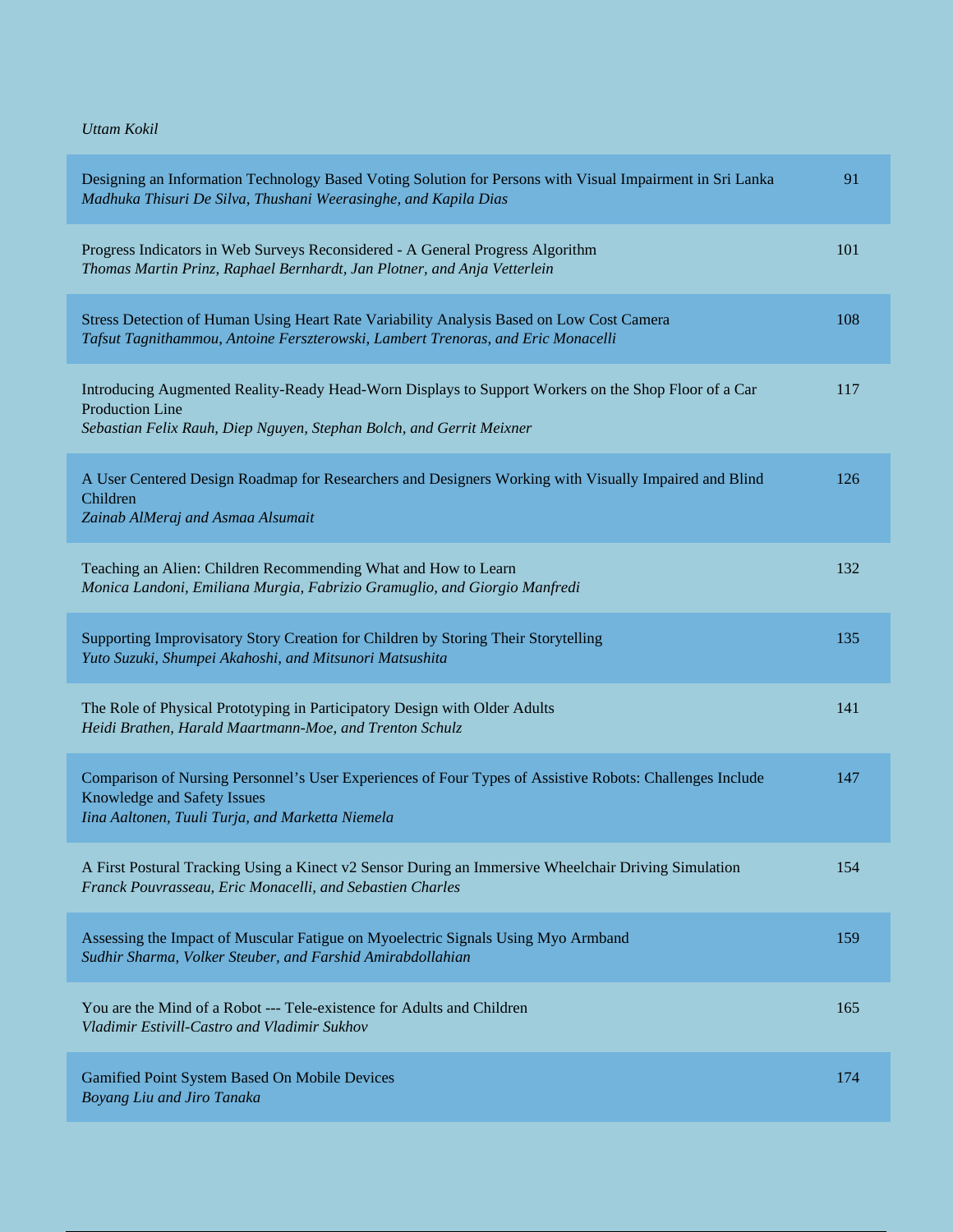*Uttam Kokil*

Designing an Information Technology Based Voting Solution for Persons with Visual Impairment in Sri Lanka — 91
*Madhuka Thisuri De Silva, Thushani Weerasinghe, and Kapila Dias*

Progress Indicators in Web Surveys Reconsidered - A General Progress Algorithm — 101
*Thomas Martin Prinz, Raphael Bernhardt, Jan Plotner, and Anja Vetterlein*

Stress Detection of Human Using Heart Rate Variability Analysis Based on Low Cost Camera — 108
*Tafsut Tagnithammou, Antoine Ferszterowski, Lambert Trenoras, and Eric Monacelli*

Introducing Augmented Reality-Ready Head-Worn Displays to Support Workers on the Shop Floor of a Car Production Line — 117
*Sebastian Felix Rauh, Diep Nguyen, Stephan Bolch, and Gerrit Meixner*

A User Centered Design Roadmap for Researchers and Designers Working with Visually Impaired and Blind Children — 126
*Zainab AlMeraj and Asmaa Alsumait*

Teaching an Alien: Children Recommending What and How to Learn — 132
*Monica Landoni, Emiliana Murgia, Fabrizio Gramuglio, and Giorgio Manfredi*

Supporting Improvisatory Story Creation for Children by Storing Their Storytelling — 135
*Yuto Suzuki, Shumpei Akahoshi, and Mitsunori Matsushita*

The Role of Physical Prototyping in Participatory Design with Older Adults — 141
*Heidi Brathen, Harald Maartmann-Moe, and Trenton Schulz*

Comparison of Nursing Personnel's User Experiences of Four Types of Assistive Robots: Challenges Include Knowledge and Safety Issues — 147
*Iina Aaltonen, Tuuli Turja, and Marketta Niemela*

A First Postural Tracking Using a Kinect v2 Sensor During an Immersive Wheelchair Driving Simulation — 154
*Franck Pouvrasseau, Eric Monacelli, and Sebastien Charles*

Assessing the Impact of Muscular Fatigue on Myoelectric Signals Using Myo Armband — 159
*Sudhir Sharma, Volker Steuber, and Farshid Amirabdollahian*

You are the Mind of a Robot --- Tele-existence for Adults and Children — 165
*Vladimir Estivill-Castro and Vladimir Sukhov*

Gamified Point System Based On Mobile Devices — 174
*Boyang Liu and Jiro Tanaka*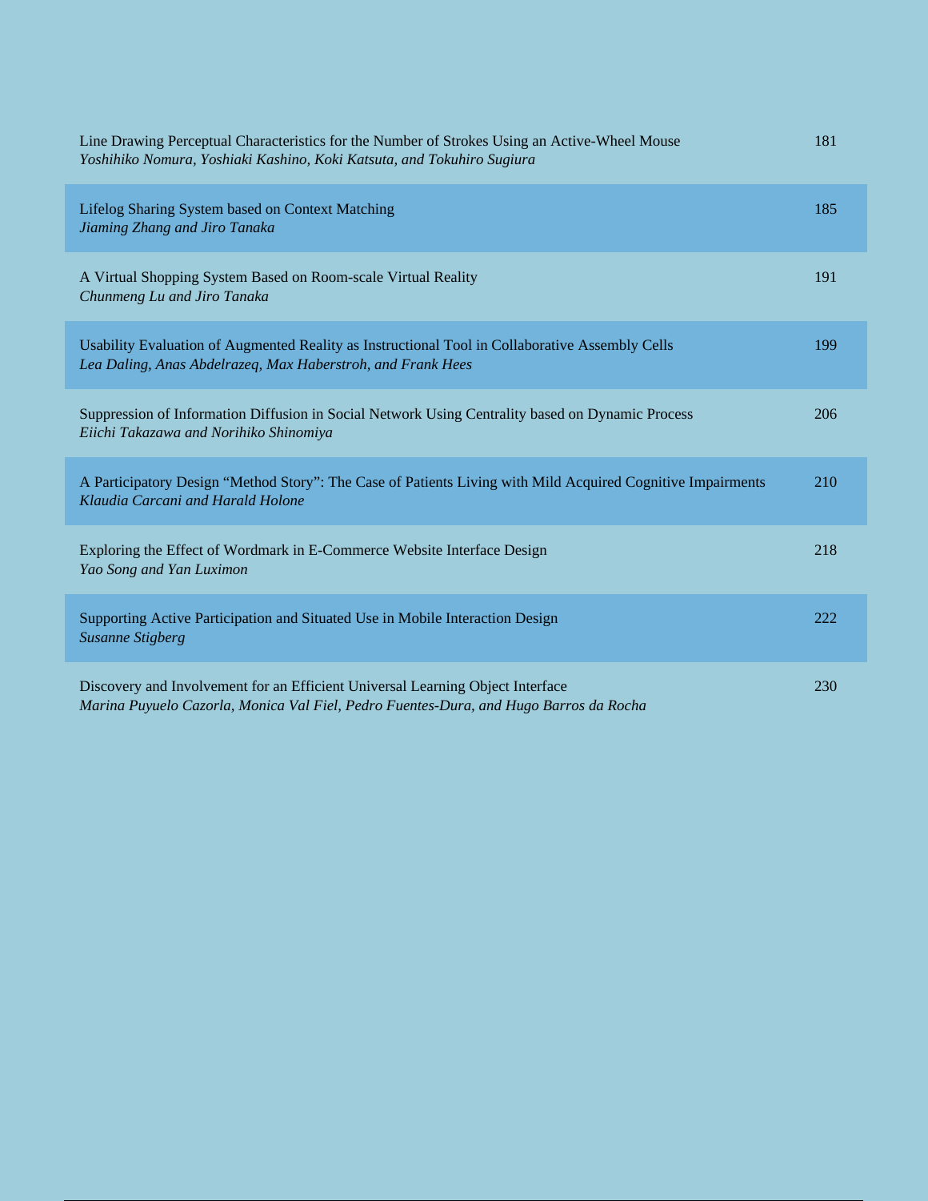Line Drawing Perceptual Characteristics for the Number of Strokes Using an Active-Wheel Mouse 181
*Yoshihiko Nomura, Yoshiaki Kashino, Koki Katsuta, and Tokuhiro Sugiura*

Lifelog Sharing System based on Context Matching 185
*Jiaming Zhang and Jiro Tanaka*

A Virtual Shopping System Based on Room-scale Virtual Reality 191
*Chunmeng Lu and Jiro Tanaka*

Usability Evaluation of Augmented Reality as Instructional Tool in Collaborative Assembly Cells 199
*Lea Daling, Anas Abdelrazeq, Max Haberstroh, and Frank Hees*

Suppression of Information Diffusion in Social Network Using Centrality based on Dynamic Process 206
*Eiichi Takazawa and Norihiko Shinomiya*

A Participatory Design "Method Story": The Case of Patients Living with Mild Acquired Cognitive Impairments 210
*Klaudia Carcani and Harald Holone*

Exploring the Effect of Wordmark in E-Commerce Website Interface Design 218
*Yao Song and Yan Luximon*

Supporting Active Participation and Situated Use in Mobile Interaction Design 222
*Susanne Stigberg*

Discovery and Involvement for an Efficient Universal Learning Object Interface 230
*Marina Puyuelo Cazorla, Monica Val Fiel, Pedro Fuentes-Dura, and Hugo Barros da Rocha*